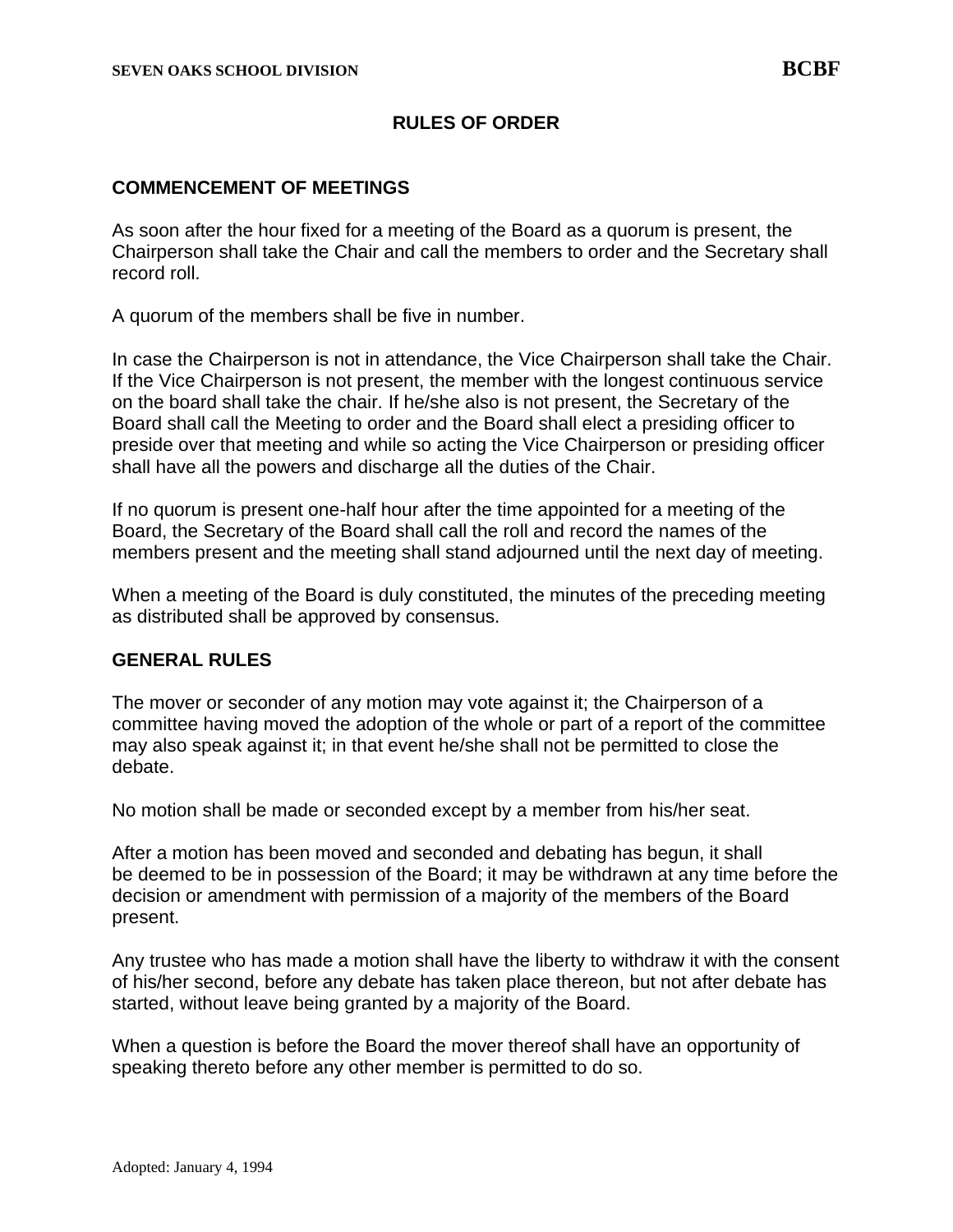# RULES OF ORDER

## COMMENCEMENT OF MEETINGS

As soon after the hour fixed for a meeting of the Board as a quorum is present, the Chairperson shall take the Chair and call the members to order and the Secretary shall record roll.

A quorum of the members shall be five in number.

In case the Chairperson is not in attendance, the Vice Chairperson shall take the Chair. If the Vice Chairperson is not present, the member with the longest continuous service on the board shall take the chair. If he/she also is not present, the Secretary of the Board shall call the Meeting to order and the Board shall elect a presiding officer to preside over that meeting and while so acting the Vice Chairperson or presiding officer shall have all the powers and discharge all the duties of the Chair.

If no quorum is present one-half hour after the time appointed for a meeting of the Board, the Secretary of the Board shall call the roll and record the names of the members present and the meeting shall stand adjourned until the next day of meeting.

When a meeting of the Board is duly constituted, the minutes of the preceding meeting as distributed shall be approved by consensus.

## GENERAL RULES

The mover or seconder of any motion may vote against it; the Chairperson of a committee having moved the adoption of the whole or part of a report of the committee may also speak against it; in that event he/she shall not be permitted to close the debate.

No motion shall be made or seconded except by a member from his/her seat.

After a motion has been moved and seconded and debating has begun, it shall be deemed to be in possession of the Board; it may be withdrawn at any time before the decision or amendment with permission of a majority of the members of the Board present.

Any trustee who has made a motion shall have the liberty to withdraw it with the consent of his/her second, before any debate has taken place thereon, but not after debate has started, without leave being granted by a majority of the Board.

When a question is before the Board the mover thereof shall have an opportunity of speaking thereto before any other member is permitted to do so.

Adopted: January 4, 1994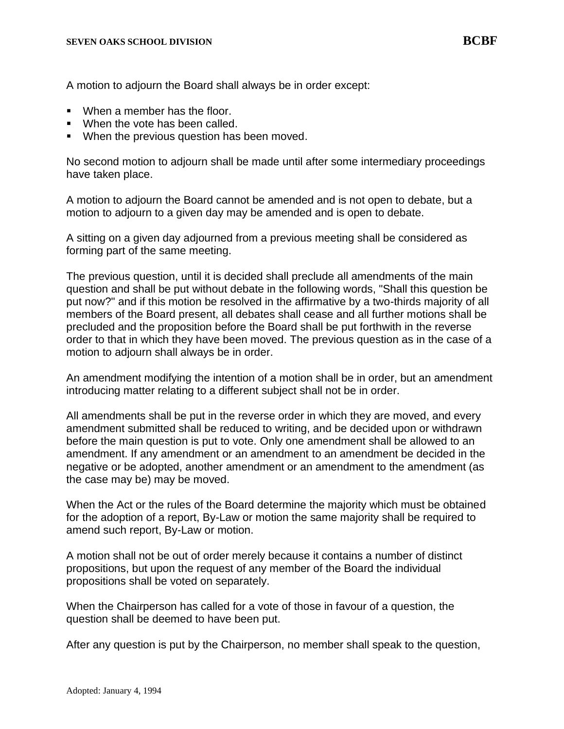A motion to adjourn the Board shall always be in order except:

- When a member has the floor.
- When the vote has been called.
- When the previous question has been moved.

No second motion to adjourn shall be made until after some intermediary proceedings have taken place.

A motion to adjourn the Board cannot be amended and is not open to debate, but a motion to adjourn to a given day may be amended and is open to debate.

A sitting on a given day adjourned from a previous meeting shall be considered as forming part of the same meeting.

The previous question, until it is decided shall preclude all amendments of the main question and shall be put without debate in the following words, "Shall this question be put now?" and if this motion be resolved in the affirmative by a two-thirds majority of all members of the Board present, all debates shall cease and all further motions shall be precluded and the proposition before the Board shall be put forthwith in the reverse order to that in which they have been moved. The previous question as in the case of a motion to adjourn shall always be in order.

An amendment modifying the intention of a motion shall be in order, but an amendment introducing matter relating to a different subject shall not be in order.

All amendments shall be put in the reverse order in which they are moved, and every amendment submitted shall be reduced to writing, and be decided upon or withdrawn before the main question is put to vote. Only one amendment shall be allowed to an amendment. If any amendment or an amendment to an amendment be decided in the negative or be adopted, another amendment or an amendment to the amendment (as the case may be) may be moved.

When the Act or the rules of the Board determine the majority which must be obtained for the adoption of a report, By-Law or motion the same majority shall be required to amend such report, By-Law or motion.

A motion shall not be out of order merely because it contains a number of distinct propositions, but upon the request of any member of the Board the individual propositions shall be voted on separately.

When the Chairperson has called for a vote of those in favour of a question, the question shall be deemed to have been put.

After any question is put by the Chairperson, no member shall speak to the question,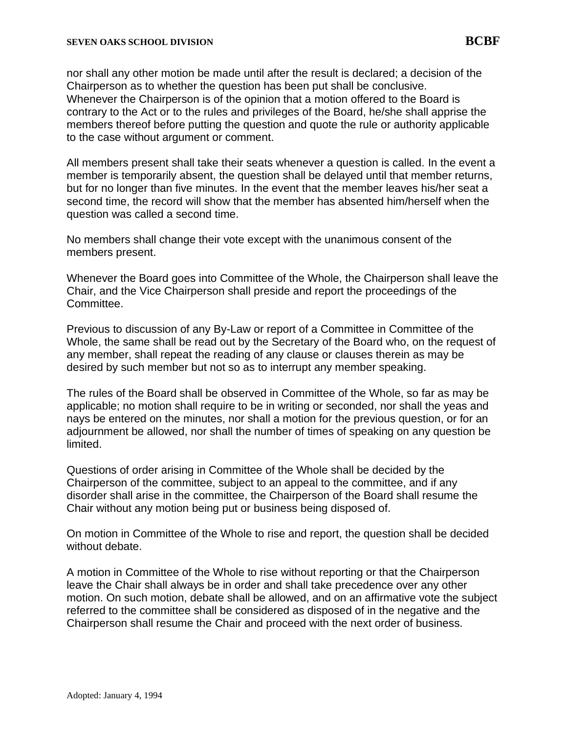nor shall any other motion be made until after the result is declared; a decision of the Chairperson as to whether the question has been put shall be conclusive. Whenever the Chairperson is of the opinion that a motion offered to the Board is contrary to the Act or to the rules and privileges of the Board, he/she shall apprise the members thereof before putting the question and quote the rule or authority applicable to the case without argument or comment.

All members present shall take their seats whenever a question is called. In the event a member is temporarily absent, the question shall be delayed until that member returns, but for no longer than five minutes. In the event that the member leaves his/her seat a second time, the record will show that the member has absented him/herself when the question was called a second time.

No members shall change their vote except with the unanimous consent of the members present.

Whenever the Board goes into Committee of the Whole, the Chairperson shall leave the Chair, and the Vice Chairperson shall preside and report the proceedings of the Committee.

Previous to discussion of any By-Law or report of a Committee in Committee of the Whole, the same shall be read out by the Secretary of the Board who, on the request of any member, shall repeat the reading of any clause or clauses therein as may be desired by such member but not so as to interrupt any member speaking.

The rules of the Board shall be observed in Committee of the Whole, so far as may be applicable; no motion shall require to be in writing or seconded, nor shall the yeas and nays be entered on the minutes, nor shall a motion for the previous question, or for an adjournment be allowed, nor shall the number of times of speaking on any question be limited.

Questions of order arising in Committee of the Whole shall be decided by the Chairperson of the committee, subject to an appeal to the committee, and if any disorder shall arise in the committee, the Chairperson of the Board shall resume the Chair without any motion being put or business being disposed of.

On motion in Committee of the Whole to rise and report, the question shall be decided without debate.

A motion in Committee of the Whole to rise without reporting or that the Chairperson leave the Chair shall always be in order and shall take precedence over any other motion. On such motion, debate shall be allowed, and on an affirmative vote the subject referred to the committee shall be considered as disposed of in the negative and the Chairperson shall resume the Chair and proceed with the next order of business.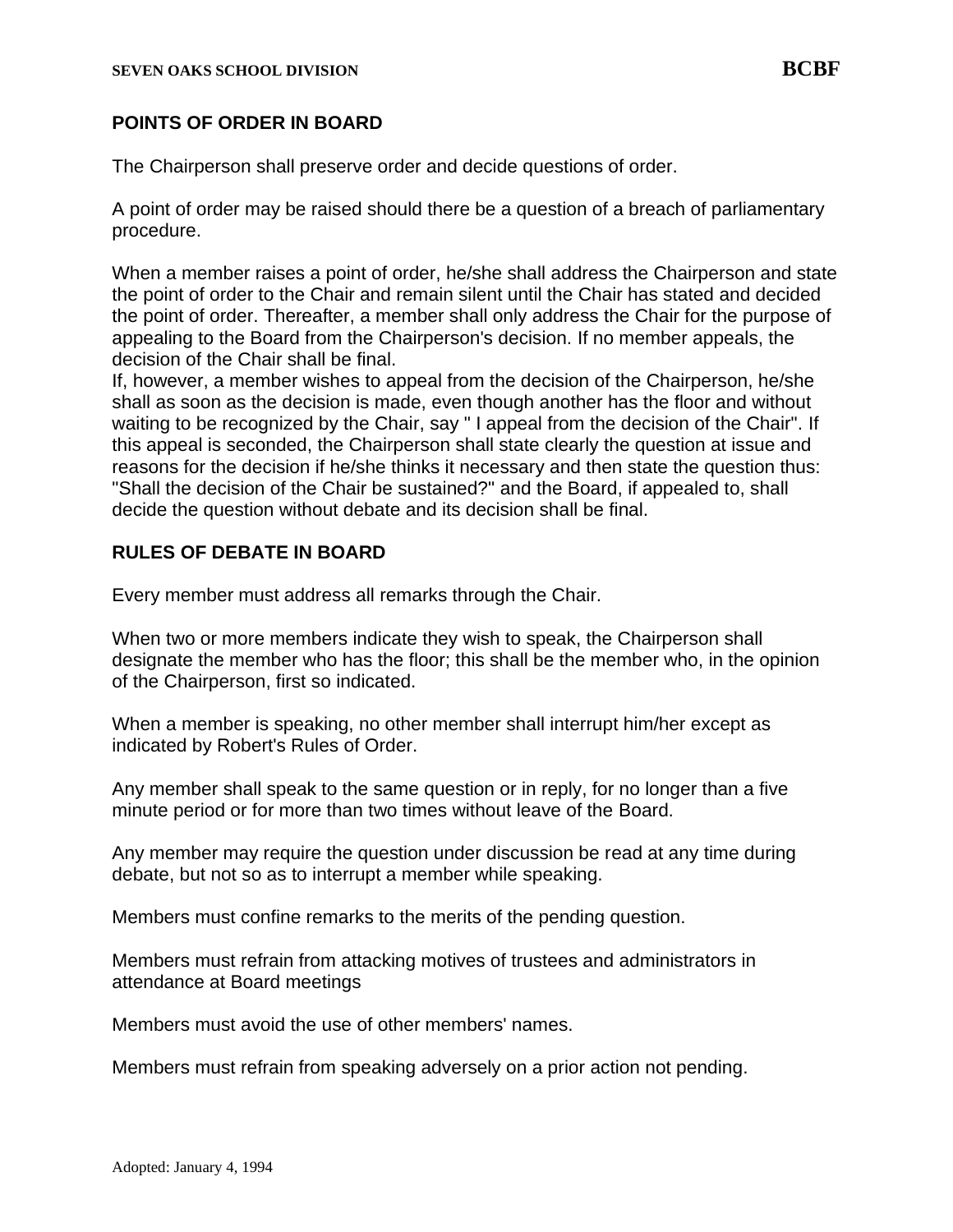## POINTS OF ORDER IN BOARD

The Chairperson shall preserve order and decide questions of order.

A point of order may be raised should there be a question of a breach of parliamentary procedure.

When a member raises a point of order, he/she shall address the Chairperson and state the point of order to the Chair and remain silent until the Chair has stated and decided the point of order. Thereafter, a member shall only address the Chair for the purpose of appealing to the Board from the Chairperson's decision. If no member appeals, the decision of the Chair shall be final.
If, however, a member wishes to appeal from the decision of the Chairperson, he/she shall as soon as the decision is made, even though another has the floor and without waiting to be recognized by the Chair, say " I appeal from the decision of the Chair". If this appeal is seconded, the Chairperson shall state clearly the question at issue and reasons for the decision if he/she thinks it necessary and then state the question thus: "Shall the decision of the Chair be sustained?" and the Board, if appealed to, shall decide the question without debate and its decision shall be final.

## RULES OF DEBATE IN BOARD

Every member must address all remarks through the Chair.

When two or more members indicate they wish to speak, the Chairperson shall designate the member who has the floor; this shall be the member who, in the opinion of the Chairperson, first so indicated.

When a member is speaking, no other member shall interrupt him/her except as indicated by Robert's Rules of Order.

Any member shall speak to the same question or in reply, for no longer than a five minute period or for more than two times without leave of the Board.

Any member may require the question under discussion be read at any time during debate, but not so as to interrupt a member while speaking.

Members must confine remarks to the merits of the pending question.

Members must refrain from attacking motives of trustees and administrators in attendance at Board meetings

Members must avoid the use of other members' names.

Members must refrain from speaking adversely on a prior action not pending.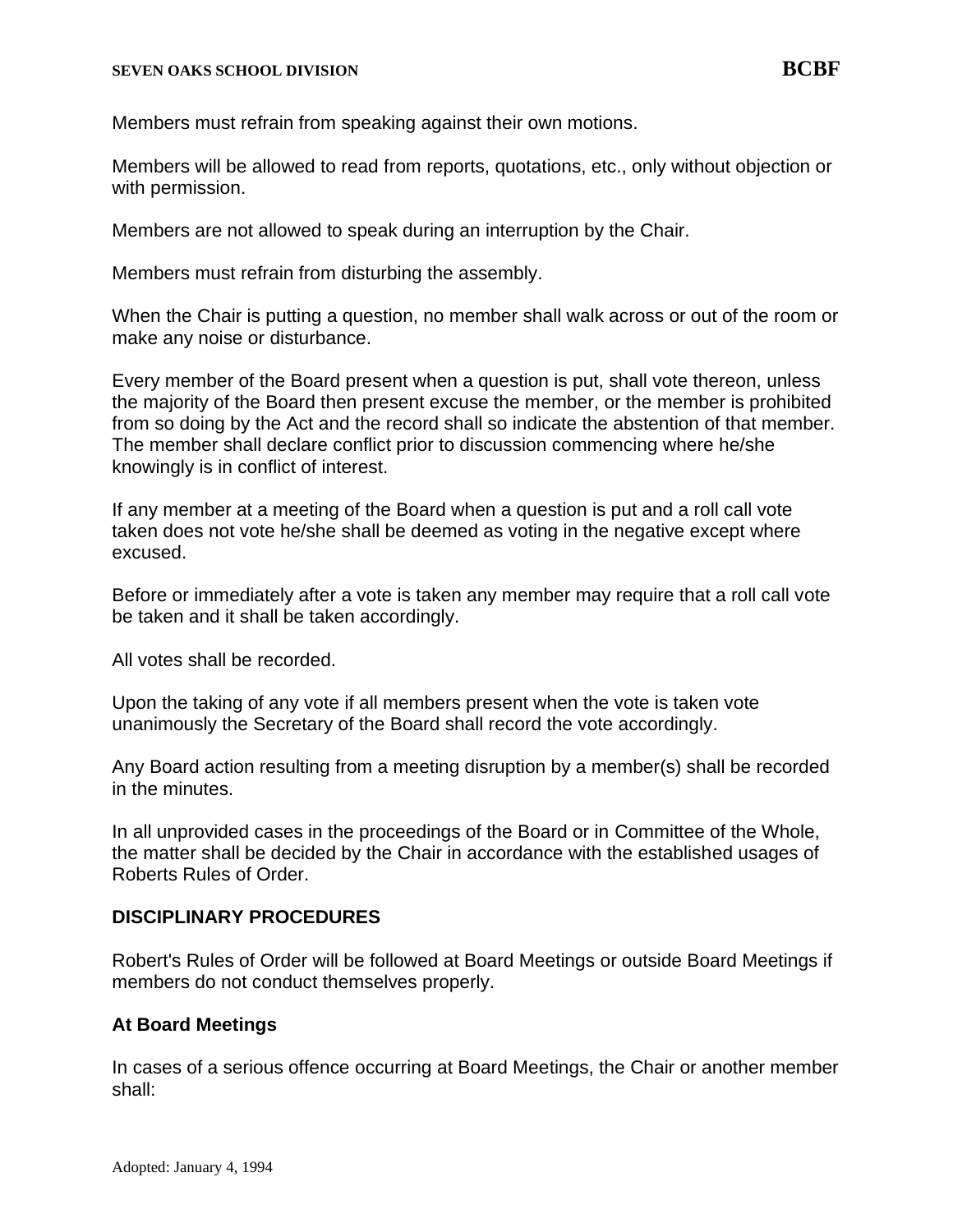Members must refrain from speaking against their own motions.

Members will be allowed to read from reports, quotations, etc., only without objection or with permission.

Members are not allowed to speak during an interruption by the Chair.

Members must refrain from disturbing the assembly.

When the Chair is putting a question, no member shall walk across or out of the room or make any noise or disturbance.

Every member of the Board present when a question is put, shall vote thereon, unless the majority of the Board then present excuse the member, or the member is prohibited from so doing by the Act and the record shall so indicate the abstention of that member. The member shall declare conflict prior to discussion commencing where he/she knowingly is in conflict of interest.

If any member at a meeting of the Board when a question is put and a roll call vote taken does not vote he/she shall be deemed as voting in the negative except where excused.

Before or immediately after a vote is taken any member may require that a roll call vote be taken and it shall be taken accordingly.

All votes shall be recorded.

Upon the taking of any vote if all members present when the vote is taken vote unanimously the Secretary of the Board shall record the vote accordingly.

Any Board action resulting from a meeting disruption by a member(s) shall be recorded in the minutes.

In all unprovided cases in the proceedings of the Board or in Committee of the Whole, the matter shall be decided by the Chair in accordance with the established usages of Roberts Rules of Order.

## DISCIPLINARY PROCEDURES

Robert's Rules of Order will be followed at Board Meetings or outside Board Meetings if members do not conduct themselves properly.

### At Board Meetings

In cases of a serious offence occurring at Board Meetings, the Chair or another member shall: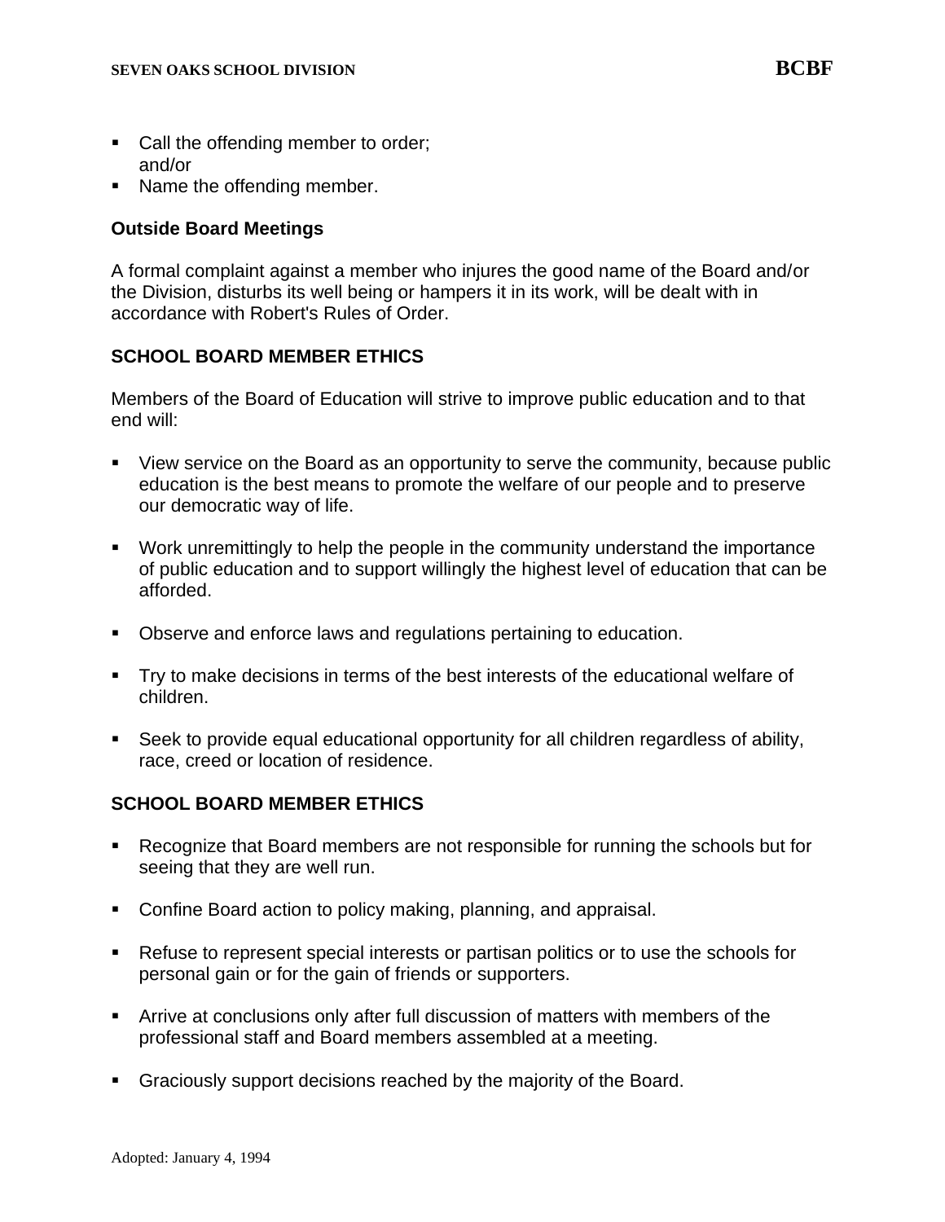- Call the offending member to order;
  and/or
- Name the offending member.

**Outside Board Meetings**

A formal complaint against a member who injures the good name of the Board and/or the Division, disturbs its well being or hampers it in its work, will be dealt with in accordance with Robert's Rules of Order.

**SCHOOL BOARD MEMBER ETHICS**

Members of the Board of Education will strive to improve public education and to that end will:

- View service on the Board as an opportunity to serve the community, because public education is the best means to promote the welfare of our people and to preserve our democratic way of life.

- Work unremittingly to help the people in the community understand the importance of public education and to support willingly the highest level of education that can be afforded.

- Observe and enforce laws and regulations pertaining to education.

- Try to make decisions in terms of the best interests of the educational welfare of children.

- Seek to provide equal educational opportunity for all children regardless of ability, race, creed or location of residence.

**SCHOOL BOARD MEMBER ETHICS**

- Recognize that Board members are not responsible for running the schools but for seeing that they are well run.

- Confine Board action to policy making, planning, and appraisal.

- Refuse to represent special interests or partisan politics or to use the schools for personal gain or for the gain of friends or supporters.

- Arrive at conclusions only after full discussion of matters with members of the professional staff and Board members assembled at a meeting.

- Graciously support decisions reached by the majority of the Board.

Adopted: January 4, 1994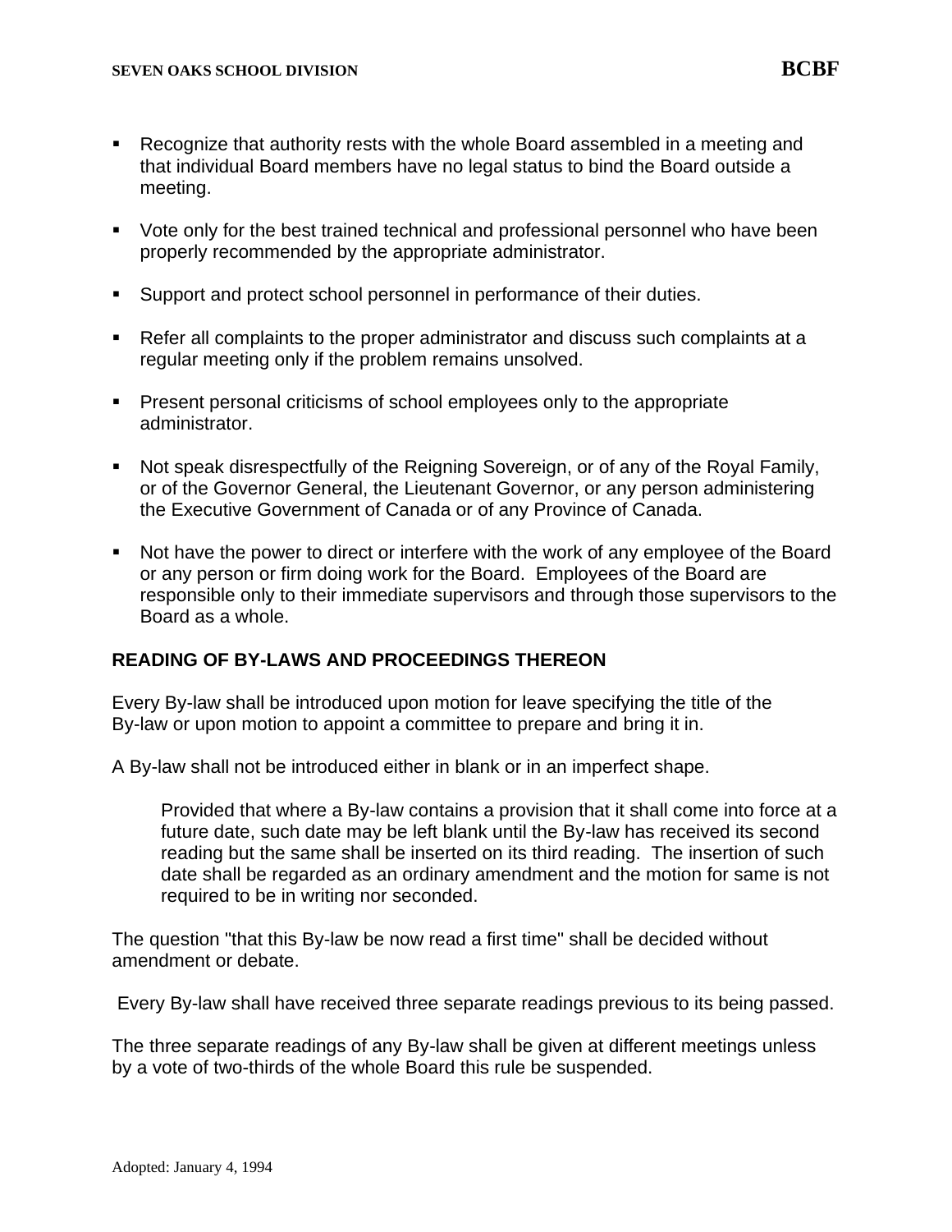- Recognize that authority rests with the whole Board assembled in a meeting and that individual Board members have no legal status to bind the Board outside a meeting.
- Vote only for the best trained technical and professional personnel who have been properly recommended by the appropriate administrator.
- Support and protect school personnel in performance of their duties.
- Refer all complaints to the proper administrator and discuss such complaints at a regular meeting only if the problem remains unsolved.
- Present personal criticisms of school employees only to the appropriate administrator.
- Not speak disrespectfully of the Reigning Sovereign, or of any of the Royal Family, or of the Governor General, the Lieutenant Governor, or any person administering the Executive Government of Canada or of any Province of Canada.
- Not have the power to direct or interfere with the work of any employee of the Board or any person or firm doing work for the Board. Employees of the Board are responsible only to their immediate supervisors and through those supervisors to the Board as a whole.

**READING OF BY-LAWS AND PROCEEDINGS THEREON**

Every By-law shall be introduced upon motion for leave specifying the title of the By-law or upon motion to appoint a committee to prepare and bring it in.

A By-law shall not be introduced either in blank or in an imperfect shape.

> Provided that where a By-law contains a provision that it shall come into force at a future date, such date may be left blank until the By-law has received its second reading but the same shall be inserted on its third reading. The insertion of such date shall be regarded as an ordinary amendment and the motion for same is not required to be in writing nor seconded.

The question "that this By-law be now read a first time" shall be decided without amendment or debate.

Every By-law shall have received three separate readings previous to its being passed.

The three separate readings of any By-law shall be given at different meetings unless by a vote of two-thirds of the whole Board this rule be suspended.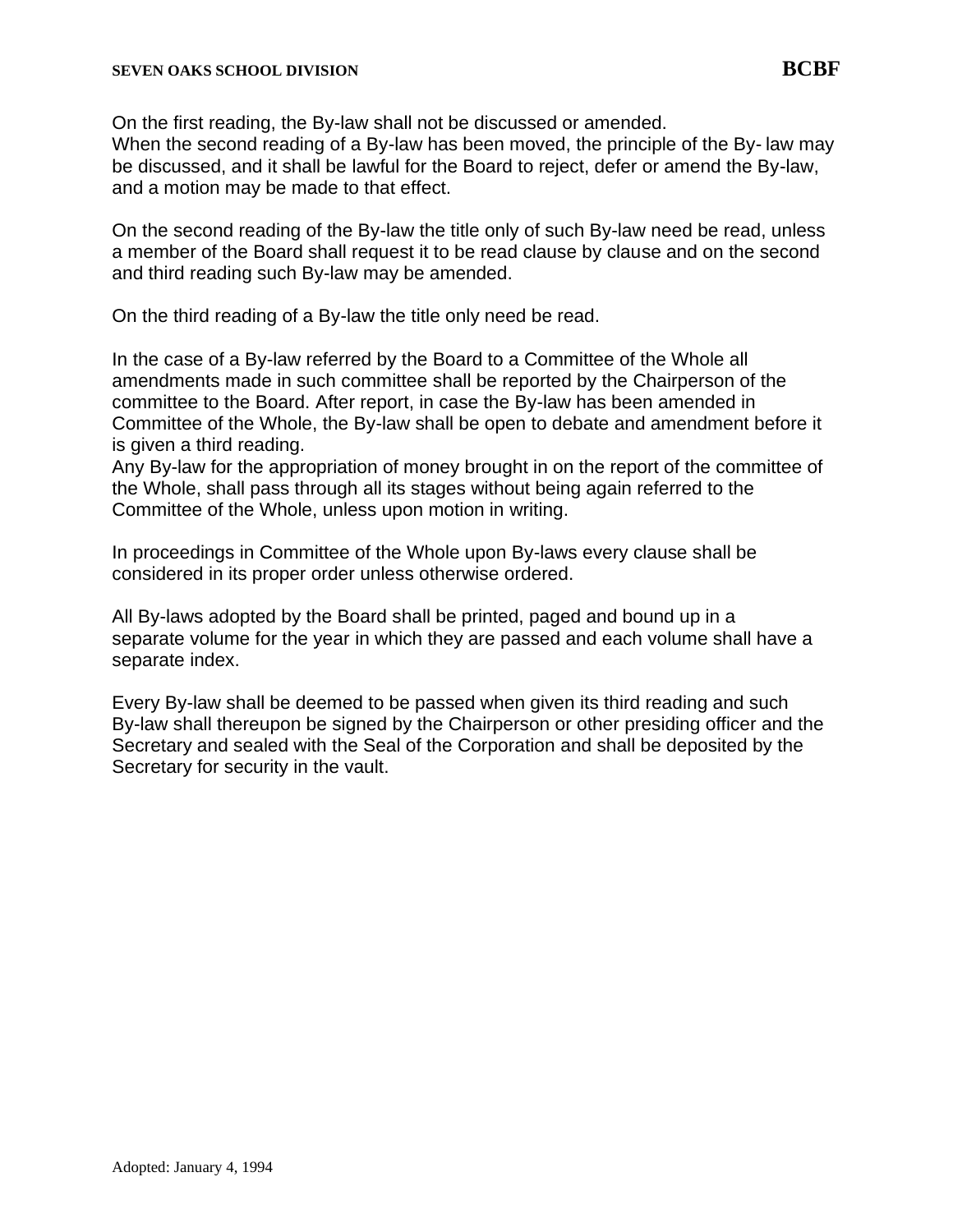On the first reading, the By-law shall not be discussed or amended.
When the second reading of a By-law has been moved, the principle of the By- law may be discussed, and it shall be lawful for the Board to reject, defer or amend the By-law, and a motion may be made to that effect.

On the second reading of the By-law the title only of such By-law need be read, unless a member of the Board shall request it to be read clause by clause and on the second and third reading such By-law may be amended.

On the third reading of a By-law the title only need be read.

In the case of a By-law referred by the Board to a Committee of the Whole all amendments made in such committee shall be reported by the Chairperson of the committee to the Board. After report, in case the By-law has been amended in Committee of the Whole, the By-law shall be open to debate and amendment before it is given a third reading.
Any By-law for the appropriation of money brought in on the report of the committee of the Whole, shall pass through all its stages without being again referred to the Committee of the Whole, unless upon motion in writing.

In proceedings in Committee of the Whole upon By-laws every clause shall be considered in its proper order unless otherwise ordered.

All By-laws adopted by the Board shall be printed, paged and bound up in a separate volume for the year in which they are passed and each volume shall have a separate index.

Every By-law shall be deemed to be passed when given its third reading and such By-law shall thereupon be signed by the Chairperson or other presiding officer and the Secretary and sealed with the Seal of the Corporation and shall be deposited by the Secretary for security in the vault.

Adopted: January 4, 1994